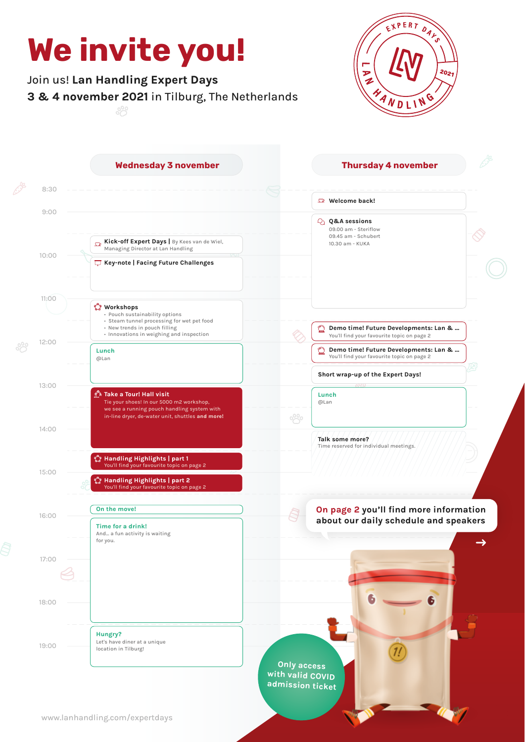# We invite you!

Join us! **Lan Handling Expert Days**
**3 & 4 november 2021** in Tilburg, The Netherlands

EXPERT DAYS 2021 LAN HANDLING

## Wednesday 3 november

**Kick-off Expert Days** | By Kees van de Wiel, Managing Director at Lan Handling

**Key-note | Facing Future Challenges**

**Workshops**
- Pouch sustainability options
- Steam tunnel processing for wet pet food
- New trends in pouch filling
- Innovations in weighing and inspection

**Lunch**
@Lan

**Take a Tour! Hall visit**
Tie your shoes! In our 5000 m2 workshop, we see a running pouch handling system with in-line dryer, de-water unit, shuttles **and more!**

**Handling Highlights | part 1**
You'll find your favourite topic on page 2

**Handling Highlights | part 2**
You'll find your favourite topic on page 2

**On the move!**

**Time for a drink!**
And... a fun activity is waiting for you.

**Hungry?**
Let's have diner at a unique location in Tilburg!

## Thursday 4 november

**Welcome back!**

**Q&A sessions**
09.00 am - Steriflow
09.45 am - Schubert
10.30 am - KUKA

**Demo time! Future Developments: Lan & ...**
You'll find your favourite topic on page 2

**Demo time! Future Developments: Lan & ...**
You'll find your favourite topic on page 2

**Short wrap-up of the Expert Days!**

**Lunch**
@Lan

**Talk some more?**
Time reserved for individual meetings.

**On page 2 you'll find more information about our daily schedule and speakers**

Only access with valid COVID admission ticket

www.lanhandling.com/expertdays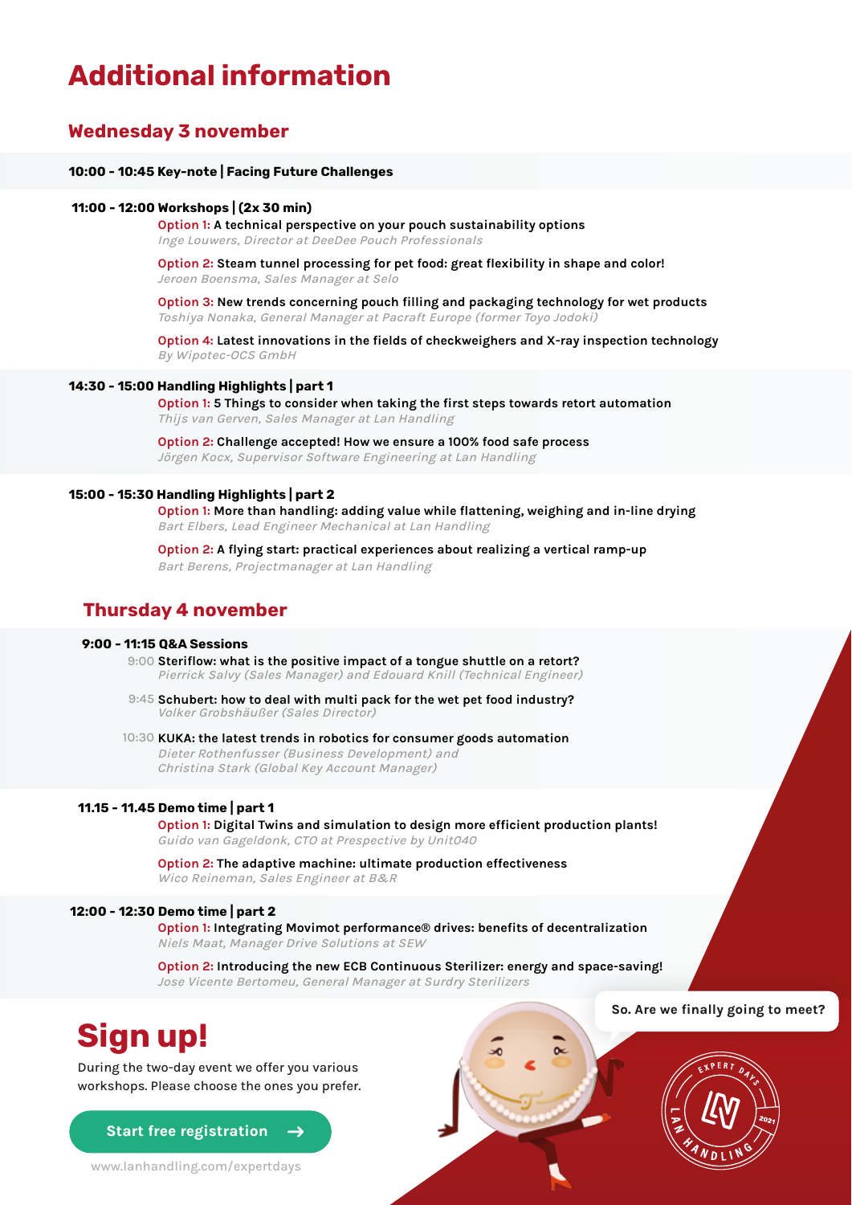# Additional information

## Wednesday 3 november

**10:00 - 10:45 Key-note | Facing Future Challenges**

**11:00 - 12:00 Workshops | (2x 30 min)**

**Option 1:** A technical perspective on your pouch sustainability options
*Inge Louwers, Director at DeeDee Pouch Professionals*

**Option 2:** Steam tunnel processing for pet food: great flexibility in shape and color!
*Jeroen Boensma, Sales Manager at Selo*

**Option 3:** New trends concerning pouch filling and packaging technology for wet products
*Toshiya Nonaka, General Manager at Pacraft Europe (former Toyo Jodoki)*

**Option 4:** Latest innovations in the fields of checkweighers and X-ray inspection technology
*By Wipotec-OCS GmbH*

**14:30 - 15:00 Handling Highlights | part 1**

**Option 1:** 5 Things to consider when taking the first steps towards retort automation
*Thijs van Gerven, Sales Manager at Lan Handling*

**Option 2:** Challenge accepted! How we ensure a 100% food safe process
*Jörgen Kocx, Supervisor Software Engineering at Lan Handling*

**15:00 - 15:30 Handling Highlights | part 2**

**Option 1:** More than handling: adding value while flattening, weighing and in-line drying
*Bart Elbers, Lead Engineer Mechanical at Lan Handling*

**Option 2:** A flying start: practical experiences about realizing a vertical ramp-up
*Bart Berens, Projectmanager at Lan Handling*

## Thursday 4 november

**9:00 - 11:15 Q&A Sessions**

9:00 **Steriflow: what is the positive impact of a tongue shuttle on a retort?**
*Pierrick Salvy (Sales Manager) and Edouard Knill (Technical Engineer)*

9:45 **Schubert: how to deal with multi pack for the wet pet food industry?**
*Volker Grobshäußer (Sales Director)*

10:30 **KUKA: the latest trends in robotics for consumer goods automation**
*Dieter Rothenfusser (Business Development) and*
*Christina Stark (Global Key Account Manager)*

**11.15 - 11.45 Demo time | part 1**

**Option 1:** Digital Twins and simulation to design more efficient production plants!
*Guido van Gageldonk, CTO at Prespective by Unit040*

**Option 2:** The adaptive machine: ultimate production effectiveness
*Wico Reineman, Sales Engineer at B&R*

**12:00 - 12:30 Demo time | part 2**

**Option 1:** Integrating Movimot performance® drives: benefits of decentralization
*Niels Maat, Manager Drive Solutions at SEW*

**Option 2:** Introducing the new ECB Continuous Sterilizer: energy and space-saving!
*Jose Vicente Bertomeu, General Manager at Surdry Sterilizers*

# Sign up!

During the two-day event we offer you various workshops. Please choose the ones you prefer.

**Start free registration →**

www.lanhandling.com/expertdays

So. Are we finally going to meet?

EXPERT DAYS LAN HANDLING 2021